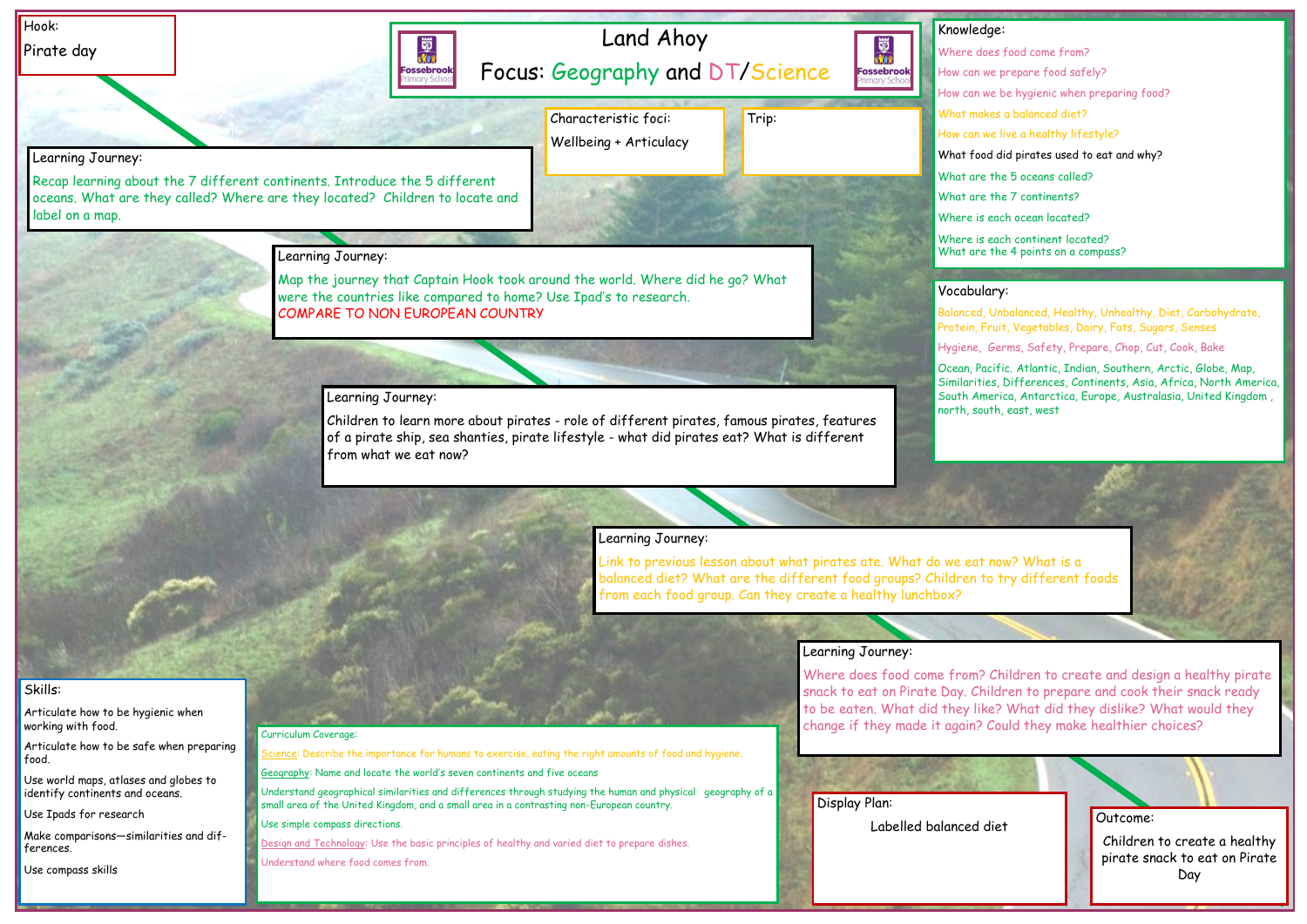# Land Ahoy

Focus: Geography and DT/Science

**Hook:**

Pirate day

**Characteristic foci:**

Wellbeing + Articulacy

**Trip:**

**Learning Journey:**

Recap learning about the 7 different continents. Introduce the 5 different oceans. What are they called? Where are they located? Children to locate and label on a map.

**Learning Journey:**

Map the journey that Captain Hook took around the world. Where did he go? What were the countries like compared to home? Use Ipad's to research.
COMPARE TO NON EUROPEAN COUNTRY

**Learning Journey:**

Children to learn more about pirates - role of different pirates, famous pirates, features of a pirate ship, sea shanties, pirate lifestyle - what did pirates eat? What is different from what we eat now?

**Learning Journey:**

Link to previous lesson about what pirates ate. What do we eat now? What is a balanced diet? What are the different food groups? Children to try different foods from each food group. Can they create a healthy lunchbox?

**Learning Journey:**

Where does food come from? Children to create and design a healthy pirate snack to eat on Pirate Day. Children to prepare and cook their snack ready to be eaten. What did they like? What did they dislike? What would they change if they made it again? Could they make healthier choices?

**Knowledge:**

- Where does food come from?
- How can we prepare food safely?
- How can we be hygienic when preparing food?
- What makes a balanced diet?
- How can we live a healthy lifestyle?
- What food did pirates used to eat and why?
- What are the 5 oceans called?
- What are the 7 continents?
- Where is each ocean located?
- Where is each continent located?
- What are the 4 points on a compass?

**Vocabulary:**

Balanced, Unbalanced, Healthy, Unhealthy, Diet, Carbohydrate, Protein, Fruit, Vegetables, Dairy, Fats, Sugars, Senses

Hygiene, Germs, Safety, Prepare, Chop, Cut, Cook, Bake

Ocean, Pacific. Atlantic, Indian, Southern, Arctic, Globe, Map, Similarities, Differences, Continents, Asia, Africa, North America, South America, Antarctica, Europe, Australasia, United Kingdom , north, south, east, west

**Skills:**

- Articulate how to be hygienic when working with food.
- Articulate how to be safe when preparing food.
- Use world maps, atlases and globes to identify continents and oceans.
- Use Ipads for research
- Make comparisons—similarities and differences.
- Use compass skills

**Curriculum Coverage:**

Science: Describe the importance for humans to exercise, eating the right amounts of food and hygiene.

Geography: Name and locate the world's seven continents and five oceans

Understand geographical similarities and differences through studying the human and physical geography of a small area of the United Kingdom, and a small area in a contrasting non-European country.

Use simple compass directions.

Design and Technology: Use the basic principles of healthy and varied diet to prepare dishes.

Understand where food comes from.

**Display Plan:**

Labelled balanced diet

**Outcome:**

Children to create a healthy pirate snack to eat on Pirate Day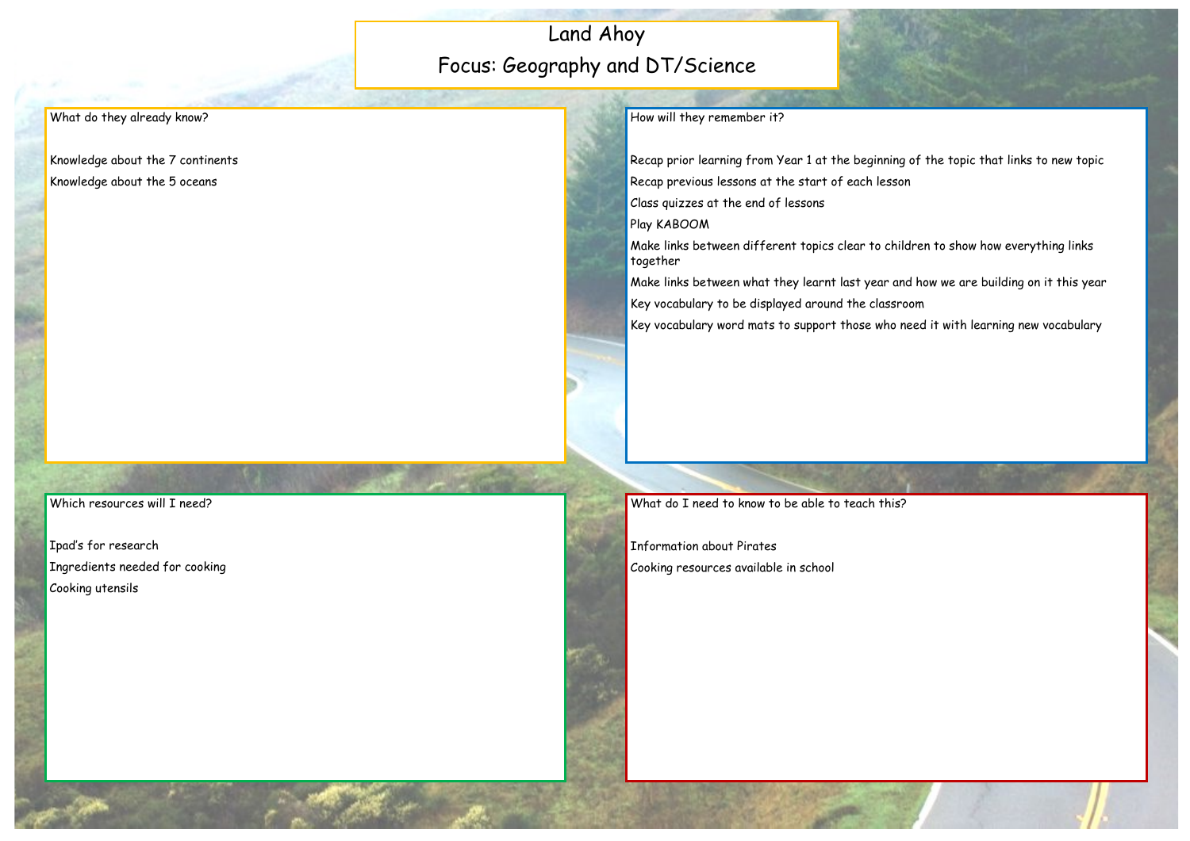# Land Ahoy

## Focus: Geography and DT/Science

### What do they already know?

Knowledge about the 7 continents

Knowledge about the 5 oceans

### How will they remember it?

Recap prior learning from Year 1 at the beginning of the topic that links to new topic

Recap previous lessons at the start of each lesson

Class quizzes at the end of lessons

Play KABOOM

Make links between different topics clear to children to show how everything links together

Make links between what they learnt last year and how we are building on it this year

Key vocabulary to be displayed around the classroom

Key vocabulary word mats to support those who need it with learning new vocabulary

### Which resources will I need?

Ipad's for research

Ingredients needed for cooking

Cooking utensils

### What do I need to know to be able to teach this?

Information about Pirates

Cooking resources available in school